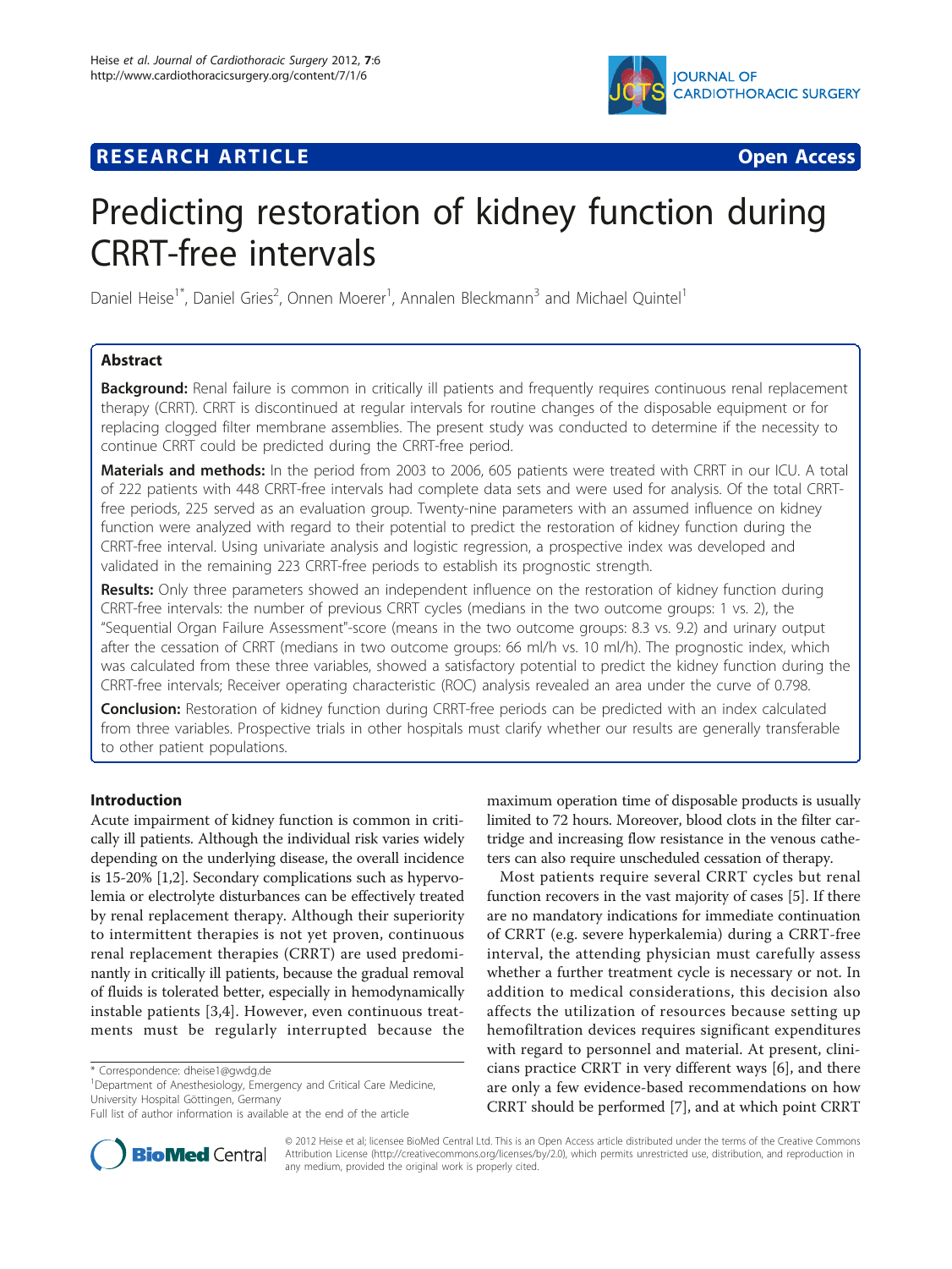RESEARCH ARTICLE Open Access

# Predicting restoration of kidney function during CRRT-free intervals

Daniel Heise[1*], Daniel Gries[2], Onnen Moerer[1], Annalen Bleckmann[3] and Michael Quintel[1]

## Abstract

**Background:** Renal failure is common in critically ill patients and frequently requires continuous renal replacement therapy (CRRT). CRRT is discontinued at regular intervals for routine changes of the disposable equipment or for replacing clogged filter membrane assemblies. The present study was conducted to determine if the necessity to continue CRRT could be predicted during the CRRT-free period.

**Materials and methods:** In the period from 2003 to 2006, 605 patients were treated with CRRT in our ICU. A total of 222 patients with 448 CRRT-free intervals had complete data sets and were used for analysis. Of the total CRRT-free periods, 225 served as an evaluation group. Twenty-nine parameters with an assumed influence on kidney function were analyzed with regard to their potential to predict the restoration of kidney function during the CRRT-free interval. Using univariate analysis and logistic regression, a prospective index was developed and validated in the remaining 223 CRRT-free periods to establish its prognostic strength.

**Results:** Only three parameters showed an independent influence on the restoration of kidney function during CRRT-free intervals: the number of previous CRRT cycles (medians in the two outcome groups: 1 vs. 2), the "Sequential Organ Failure Assessment"-score (means in the two outcome groups: 8.3 vs. 9.2) and urinary output after the cessation of CRRT (medians in two outcome groups: 66 ml/h vs. 10 ml/h). The prognostic index, which was calculated from these three variables, showed a satisfactory potential to predict the kidney function during the CRRT-free intervals; Receiver operating characteristic (ROC) analysis revealed an area under the curve of 0.798.

**Conclusion:** Restoration of kidney function during CRRT-free periods can be predicted with an index calculated from three variables. Prospective trials in other hospitals must clarify whether our results are generally transferable to other patient populations.

## Introduction

Acute impairment of kidney function is common in critically ill patients. Although the individual risk varies widely depending on the underlying disease, the overall incidence is 15-20% [1,2]. Secondary complications such as hypervolemia or electrolyte disturbances can be effectively treated by renal replacement therapy. Although their superiority to intermittent therapies is not yet proven, continuous renal replacement therapies (CRRT) are used predominantly in critically ill patients, because the gradual removal of fluids is tolerated better, especially in hemodynamically instable patients [3,4]. However, even continuous treatments must be regularly interrupted because the maximum operation time of disposable products is usually limited to 72 hours. Moreover, blood clots in the filter cartridge and increasing flow resistance in the venous catheters can also require unscheduled cessation of therapy.

Most patients require several CRRT cycles but renal function recovers in the vast majority of cases [5]. If there are no mandatory indications for immediate continuation of CRRT (e.g. severe hyperkalemia) during a CRRT-free interval, the attending physician must carefully assess whether a further treatment cycle is necessary or not. In addition to medical considerations, this decision also affects the utilization of resources because setting up hemofiltration devices requires significant expenditures with regard to personnel and material. At present, clinicians practice CRRT in very different ways [6], and there are only a few evidence-based recommendations on how CRRT should be performed [7], and at which point CRRT

\* Correspondence: dheise1@gwdg.de
[1]Department of Anesthesiology, Emergency and Critical Care Medicine, University Hospital Göttingen, Germany
Full list of author information is available at the end of the article

© 2012 Heise et al; licensee BioMed Central Ltd. This is an Open Access article distributed under the terms of the Creative Commons Attribution License (http://creativecommons.org/licenses/by/2.0), which permits unrestricted use, distribution, and reproduction in any medium, provided the original work is properly cited.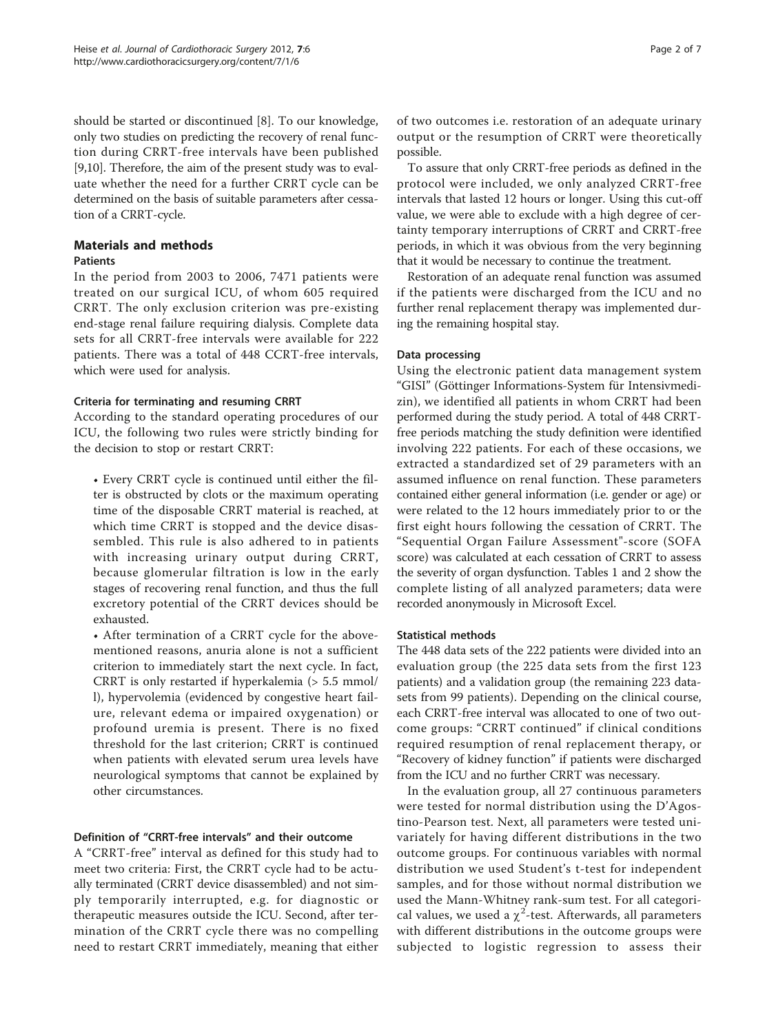should be started or discontinued [8]. To our knowledge, only two studies on predicting the recovery of renal function during CRRT-free intervals have been published [9,10]. Therefore, the aim of the present study was to evaluate whether the need for a further CRRT cycle can be determined on the basis of suitable parameters after cessation of a CRRT-cycle.

## Materials and methods

### Patients

In the period from 2003 to 2006, 7471 patients were treated on our surgical ICU, of whom 605 required CRRT. The only exclusion criterion was pre-existing end-stage renal failure requiring dialysis. Complete data sets for all CRRT-free intervals were available for 222 patients. There was a total of 448 CCRT-free intervals, which were used for analysis.

### Criteria for terminating and resuming CRRT

According to the standard operating procedures of our ICU, the following two rules were strictly binding for the decision to stop or restart CRRT:

- Every CRRT cycle is continued until either the filter is obstructed by clots or the maximum operating time of the disposable CRRT material is reached, at which time CRRT is stopped and the device disassembled. This rule is also adhered to in patients with increasing urinary output during CRRT, because glomerular filtration is low in the early stages of recovering renal function, and thus the full excretory potential of the CRRT devices should be exhausted.
- After termination of a CRRT cycle for the above-mentioned reasons, anuria alone is not a sufficient criterion to immediately start the next cycle. In fact, CRRT is only restarted if hyperkalemia (> 5.5 mmol/l), hypervolemia (evidenced by congestive heart failure, relevant edema or impaired oxygenation) or profound uremia is present. There is no fixed threshold for the last criterion; CRRT is continued when patients with elevated serum urea levels have neurological symptoms that cannot be explained by other circumstances.

### Definition of "CRRT-free intervals" and their outcome

A "CRRT-free" interval as defined for this study had to meet two criteria: First, the CRRT cycle had to be actually terminated (CRRT device disassembled) and not simply temporarily interrupted, e.g. for diagnostic or therapeutic measures outside the ICU. Second, after termination of the CRRT cycle there was no compelling need to restart CRRT immediately, meaning that either of two outcomes i.e. restoration of an adequate urinary output or the resumption of CRRT were theoretically possible.

To assure that only CRRT-free periods as defined in the protocol were included, we only analyzed CRRT-free intervals that lasted 12 hours or longer. Using this cut-off value, we were able to exclude with a high degree of certainty temporary interruptions of CRRT and CRRT-free periods, in which it was obvious from the very beginning that it would be necessary to continue the treatment.

Restoration of an adequate renal function was assumed if the patients were discharged from the ICU and no further renal replacement therapy was implemented during the remaining hospital stay.

### Data processing

Using the electronic patient data management system "GISI" (Göttinger Informations-System für Intensivmedizin), we identified all patients in whom CRRT had been performed during the study period. A total of 448 CRRT-free periods matching the study definition were identified involving 222 patients. For each of these occasions, we extracted a standardized set of 29 parameters with an assumed influence on renal function. These parameters contained either general information (i.e. gender or age) or were related to the 12 hours immediately prior to or the first eight hours following the cessation of CRRT. The "Sequential Organ Failure Assessment"-score (SOFA score) was calculated at each cessation of CRRT to assess the severity of organ dysfunction. Tables 1 and 2 show the complete listing of all analyzed parameters; data were recorded anonymously in Microsoft Excel.

### Statistical methods

The 448 data sets of the 222 patients were divided into an evaluation group (the 225 data sets from the first 123 patients) and a validation group (the remaining 223 datasets from 99 patients). Depending on the clinical course, each CRRT-free interval was allocated to one of two outcome groups: "CRRT continued" if clinical conditions required resumption of renal replacement therapy, or "Recovery of kidney function" if patients were discharged from the ICU and no further CRRT was necessary.

In the evaluation group, all 27 continuous parameters were tested for normal distribution using the D'Agostino-Pearson test. Next, all parameters were tested univariately for having different distributions in the two outcome groups. For continuous variables with normal distribution we used Student's t-test for independent samples, and for those without normal distribution we used the Mann-Whitney rank-sum test. For all categorical values, we used a $\chi^2$-test. Afterwards, all parameters with different distributions in the outcome groups were subjected to logistic regression to assess their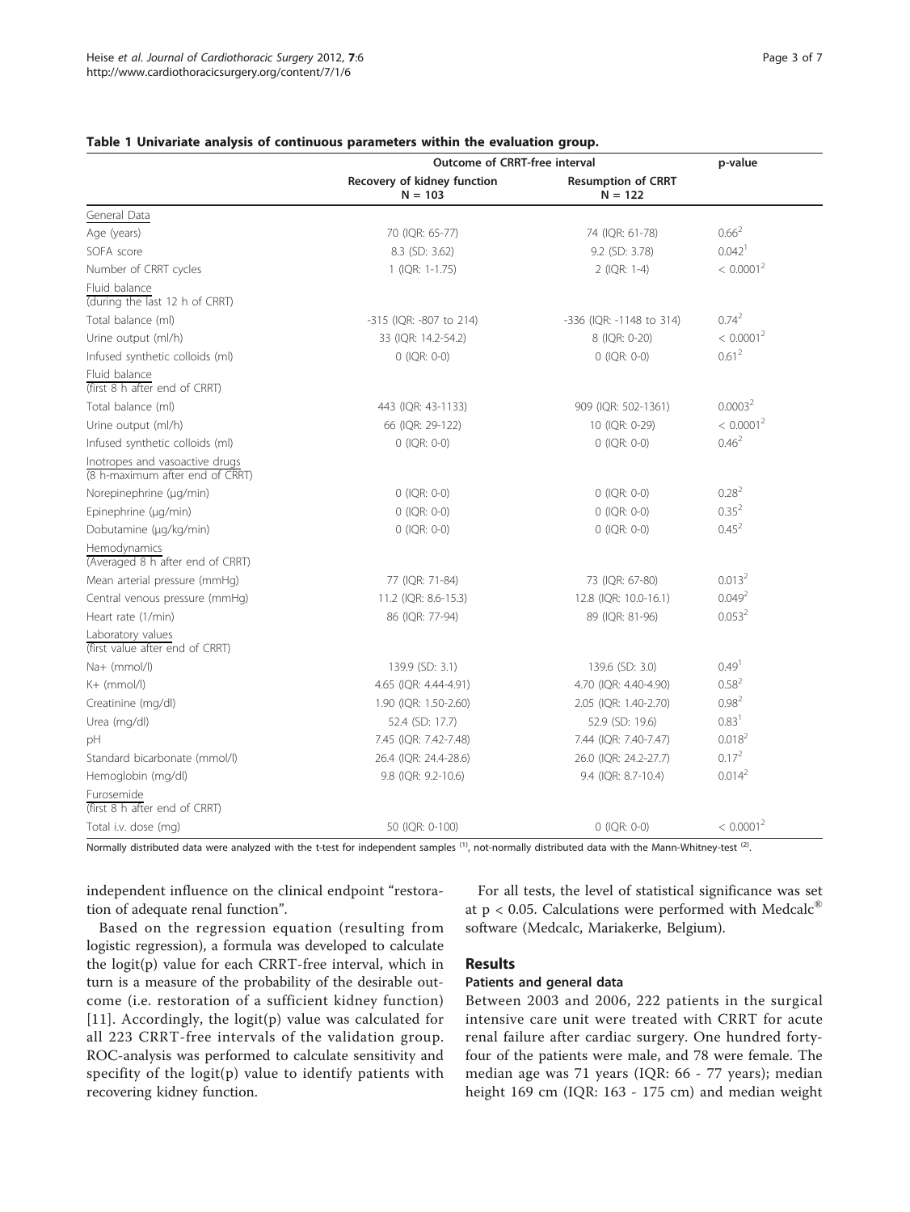**Table 1 Univariate analysis of continuous parameters within the evaluation group.**

| | Outcome of CRRT-free interval | | p-value |
|---|---|---|---|
| | Recovery of kidney function N = 103 | Resumption of CRRT N = 122 | |
| General Data | | | |
| Age (years) | 70 (IQR: 65-77) | 74 (IQR: 61-78) | 0.66[2] |
| SOFA score | 8.3 (SD: 3.62) | 9.2 (SD: 3.78) | 0.042[1] |
| Number of CRRT cycles | 1 (IQR: 1-1.75) | 2 (IQR: 1-4) | < 0.0001[2] |
| Fluid balance (during the last 12 h of CRRT) | | | |
| Total balance (ml) | -315 (IQR: -807 to 214) | -336 (IQR: -1148 to 314) | 0.74[2] |
| Urine output (ml/h) | 33 (IQR: 14.2-54.2) | 8 (IQR: 0-20) | < 0.0001[2] |
| Infused synthetic colloids (ml) | 0 (IQR: 0-0) | 0 (IQR: 0-0) | 0.61[2] |
| Fluid balance (first 8 h after end of CRRT) | | | |
| Total balance (ml) | 443 (IQR: 43-1133) | 909 (IQR: 502-1361) | 0.0003[2] |
| Urine output (ml/h) | 66 (IQR: 29-122) | 10 (IQR: 0-29) | < 0.0001[2] |
| Infused synthetic colloids (ml) | 0 (IQR: 0-0) | 0 (IQR: 0-0) | 0.46[2] |
| Inotropes and vasoactive drugs (8 h-maximum after end of CRRT) | | | |
| Norepinephrine (µg/min) | 0 (IQR: 0-0) | 0 (IQR: 0-0) | 0.28[2] |
| Epinephrine (µg/min) | 0 (IQR: 0-0) | 0 (IQR: 0-0) | 0.35[2] |
| Dobutamine (µg/kg/min) | 0 (IQR: 0-0) | 0 (IQR: 0-0) | 0.45[2] |
| Hemodynamics (Averaged 8 h after end of CRRT) | | | |
| Mean arterial pressure (mmHg) | 77 (IQR: 71-84) | 73 (IQR: 67-80) | 0.013[2] |
| Central venous pressure (mmHg) | 11.2 (IQR: 8.6-15.3) | 12.8 (IQR: 10.0-16.1) | 0.049[2] |
| Heart rate (1/min) | 86 (IQR: 77-94) | 89 (IQR: 81-96) | 0.053[2] |
| Laboratory values (first value after end of CRRT) | | | |
| Na+ (mmol/l) | 139.9 (SD: 3.1) | 139.6 (SD: 3.0) | 0.49[1] |
| K+ (mmol/l) | 4.65 (IQR: 4.44-4.91) | 4.70 (IQR: 4.40-4.90) | 0.58[2] |
| Creatinine (mg/dl) | 1.90 (IQR: 1.50-2.60) | 2.05 (IQR: 1.40-2.70) | 0.98[2] |
| Urea (mg/dl) | 52.4 (SD: 17.7) | 52.9 (SD: 19.6) | 0.83[1] |
| pH | 7.45 (IQR: 7.42-7.48) | 7.44 (IQR: 7.40-7.47) | 0.018[2] |
| Standard bicarbonate (mmol/l) | 26.4 (IQR: 24.4-28.6) | 26.0 (IQR: 24.2-27.7) | 0.17[2] |
| Hemoglobin (mg/dl) | 9.8 (IQR: 9.2-10.6) | 9.4 (IQR: 8.7-10.4) | 0.014[2] |
| Furosemide (first 8 h after end of CRRT) | | | |
| Total i.v. dose (mg) | 50 (IQR: 0-100) | 0 (IQR: 0-0) | < 0.0001[2] |

Normally distributed data were analyzed with the t-test for independent samples [(1)], not-normally distributed data with the Mann-Whitney-test [(2)].

independent influence on the clinical endpoint "restoration of adequate renal function".

Based on the regression equation (resulting from logistic regression), a formula was developed to calculate the logit(p) value for each CRRT-free interval, which in turn is a measure of the probability of the desirable outcome (i.e. restoration of a sufficient kidney function) [11]. Accordingly, the logit(p) value was calculated for all 223 CRRT-free intervals of the validation group. ROC-analysis was performed to calculate sensitivity and specifity of the logit(p) value to identify patients with recovering kidney function.

For all tests, the level of statistical significance was set at $p < 0.05$. Calculations were performed with Medcalc® software (Medcalc, Mariakerke, Belgium).

## Results

### Patients and general data

Between 2003 and 2006, 222 patients in the surgical intensive care unit were treated with CRRT for acute renal failure after cardiac surgery. One hundred forty-four of the patients were male, and 78 were female. The median age was 71 years (IQR: 66 - 77 years); median height 169 cm (IQR: 163 - 175 cm) and median weight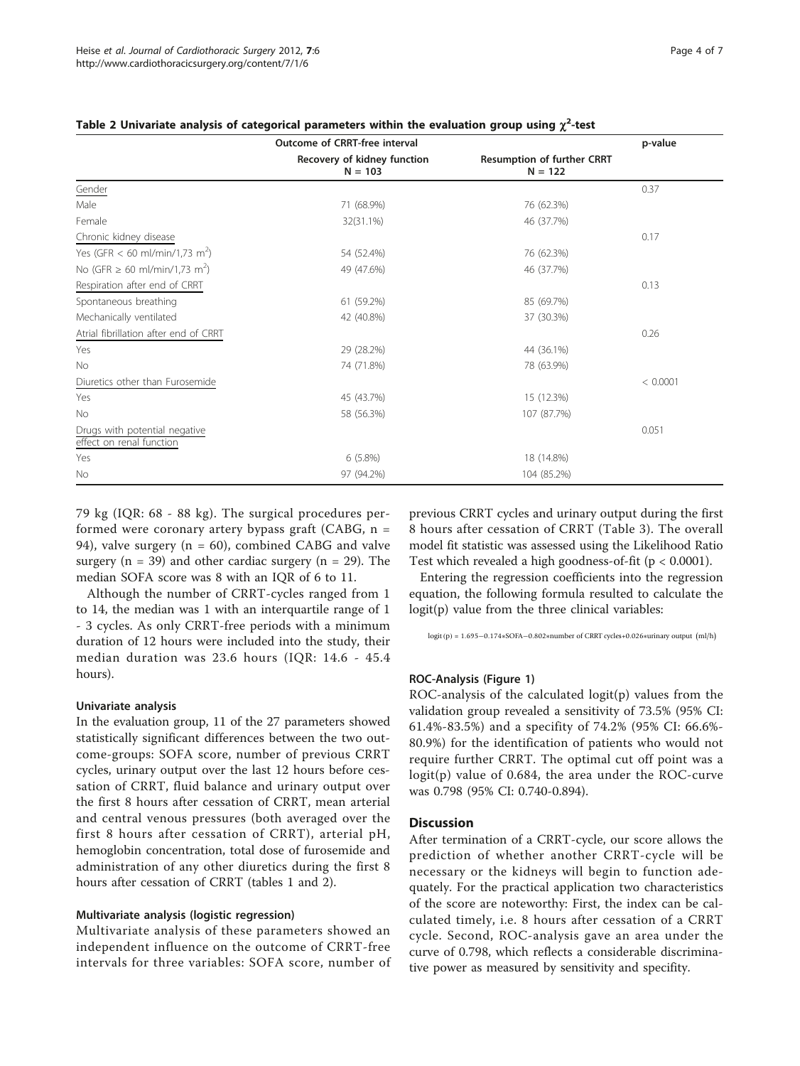**Table 2 Univariate analysis of categorical parameters within the evaluation group using $\chi^2$-test**

| | Outcome of CRRT-free interval | | p-value |
|---|---|---|---|
| | Recovery of kidney function N = 103 | Resumption of further CRRT N = 122 | |
| Gender | | | 0.37 |
| Male | 71 (68.9%) | 76 (62.3%) | |
| Female | 32(31.1%) | 46 (37.7%) | |
| Chronic kidney disease | | | 0.17 |
| Yes (GFR < 60 ml/min/1,73 $m^2$) | 54 (52.4%) | 76 (62.3%) | |
| No (GFR ≥ 60 ml/min/1,73 $m^2$) | 49 (47.6%) | 46 (37.7%) | |
| Respiration after end of CRRT | | | 0.13 |
| Spontaneous breathing | 61 (59.2%) | 85 (69.7%) | |
| Mechanically ventilated | 42 (40.8%) | 37 (30.3%) | |
| Atrial fibrillation after end of CRRT | | | 0.26 |
| Yes | 29 (28.2%) | 44 (36.1%) | |
| No | 74 (71.8%) | 78 (63.9%) | |
| Diuretics other than Furosemide | | | < 0.0001 |
| Yes | 45 (43.7%) | 15 (12.3%) | |
| No | 58 (56.3%) | 107 (87.7%) | |
| Drugs with potential negative effect on renal function | | | 0.051 |
| Yes | 6 (5.8%) | 18 (14.8%) | |
| No | 97 (94.2%) | 104 (85.2%) | |

79 kg (IQR: 68 - 88 kg). The surgical procedures performed were coronary artery bypass graft (CABG, n = 94), valve surgery (n = 60), combined CABG and valve surgery (n = 39) and other cardiac surgery (n = 29). The median SOFA score was 8 with an IQR of 6 to 11.

Although the number of CRRT-cycles ranged from 1 to 14, the median was 1 with an interquartile range of 1 - 3 cycles. As only CRRT-free periods with a minimum duration of 12 hours were included into the study, their median duration was 23.6 hours (IQR: 14.6 - 45.4 hours).

### Univariate analysis

In the evaluation group, 11 of the 27 parameters showed statistically significant differences between the two outcome-groups: SOFA score, number of previous CRRT cycles, urinary output over the last 12 hours before cessation of CRRT, fluid balance and urinary output over the first 8 hours after cessation of CRRT, mean arterial and central venous pressures (both averaged over the first 8 hours after cessation of CRRT), arterial pH, hemoglobin concentration, total dose of furosemide and administration of any other diuretics during the first 8 hours after cessation of CRRT (tables 1 and 2).

### Multivariate analysis (logistic regression)

Multivariate analysis of these parameters showed an independent influence on the outcome of CRRT-free intervals for three variables: SOFA score, number of previous CRRT cycles and urinary output during the first 8 hours after cessation of CRRT (Table 3). The overall model fit statistic was assessed using the Likelihood Ratio Test which revealed a high goodness-of-fit ($p < 0.0001$).

Entering the regression coefficients into the regression equation, the following formula resulted to calculate the logit(p) value from the three clinical variables:

$$\text{logit}(p) = 1.695 - 0.174 * \text{SOFA} - 0.802 * \text{number of CRRT cycles} + 0.026 * \text{urinary output (ml/h)}$$

### ROC-Analysis (Figure 1)

ROC-analysis of the calculated logit(p) values from the validation group revealed a sensitivity of 73.5% (95% CI: 61.4%-83.5%) and a specifity of 74.2% (95% CI: 66.6%-80.9%) for the identification of patients who would not require further CRRT. The optimal cut off point was a logit(p) value of 0.684, the area under the ROC-curve was 0.798 (95% CI: 0.740-0.894).

## Discussion

After termination of a CRRT-cycle, our score allows the prediction of whether another CRRT-cycle will be necessary or the kidneys will begin to function adequately. For the practical application two characteristics of the score are noteworthy: First, the index can be calculated timely, i.e. 8 hours after cessation of a CRRT cycle. Second, ROC-analysis gave an area under the curve of 0.798, which reflects a considerable discriminative power as measured by sensitivity and specifity.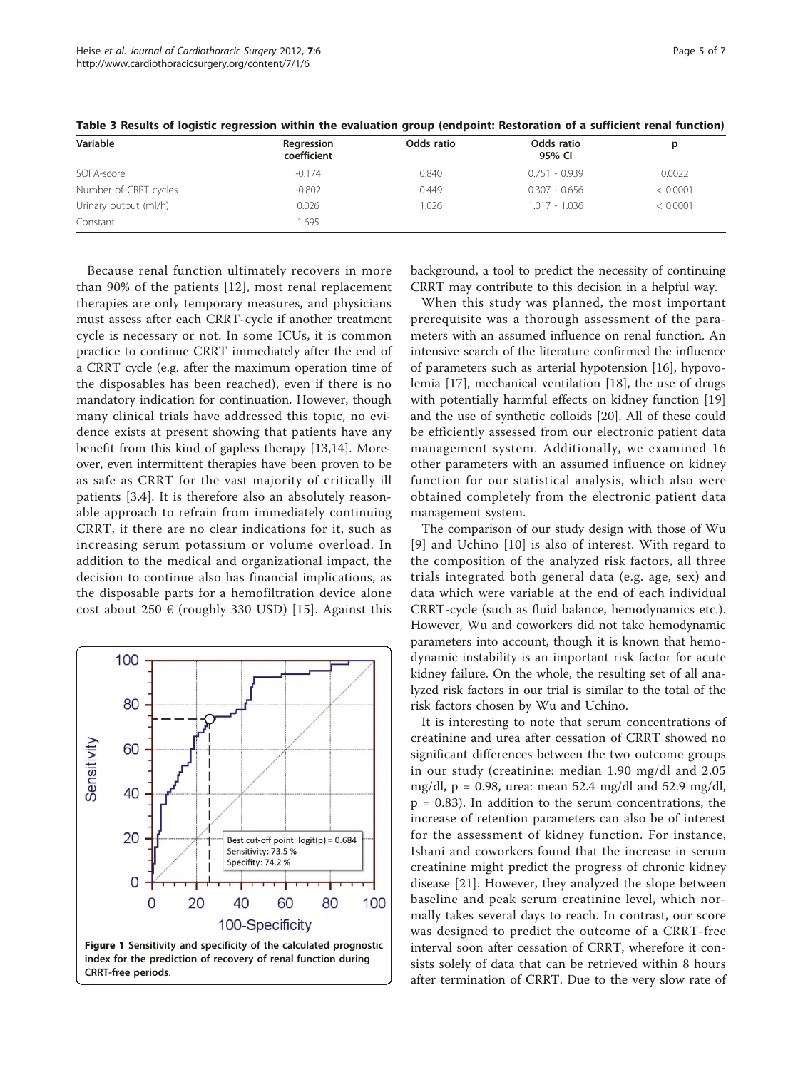**Table 3 Results of logistic regression within the evaluation group (endpoint: Restoration of a sufficient renal function)**

| Variable | Regression coefficient | Odds ratio | Odds ratio 95% CI | p |
|---|---|---|---|---|
| SOFA-score | -0.174 | 0.840 | 0.751 - 0.939 | 0.0022 |
| Number of CRRT cycles | -0.802 | 0.449 | 0.307 - 0.656 | < 0.0001 |
| Urinary output (ml/h) | 0.026 | 1.026 | 1.017 - 1.036 | < 0.0001 |
| Constant | 1.695 | | | |

Because renal function ultimately recovers in more than 90% of the patients [12], most renal replacement therapies are only temporary measures, and physicians must assess after each CRRT-cycle if another treatment cycle is necessary or not. In some ICUs, it is common practice to continue CRRT immediately after the end of a CRRT cycle (e.g. after the maximum operation time of the disposables has been reached), even if there is no mandatory indication for continuation. However, though many clinical trials have addressed this topic, no evidence exists at present showing that patients have any benefit from this kind of gapless therapy [13,14]. Moreover, even intermittent therapies have been proven to be as safe as CRRT for the vast majority of critically ill patients [3,4]. It is therefore also an absolutely reasonable approach to refrain from immediately continuing CRRT, if there are no clear indications for it, such as increasing serum potassium or volume overload. In addition to the medical and organizational impact, the decision to continue also has financial implications, as the disposable parts for a hemofiltration device alone cost about 250 € (roughly 330 USD) [15]. Against this background, a tool to predict the necessity of continuing CRRT may contribute to this decision in a helpful way.

**Figure 1 Sensitivity and specificity of the calculated prognostic index for the prediction of recovery of renal function during CRRT-free periods**.

When this study was planned, the most important prerequisite was a thorough assessment of the parameters with an assumed influence on renal function. An intensive search of the literature confirmed the influence of parameters such as arterial hypotension [16], hypovolemia [17], mechanical ventilation [18], the use of drugs with potentially harmful effects on kidney function [19] and the use of synthetic colloids [20]. All of these could be efficiently assessed from our electronic patient data management system. Additionally, we examined 16 other parameters with an assumed influence on kidney function for our statistical analysis, which also were obtained completely from the electronic patient data management system.

The comparison of our study design with those of Wu [9] and Uchino [10] is also of interest. With regard to the composition of the analyzed risk factors, all three trials integrated both general data (e.g. age, sex) and data which were variable at the end of each individual CRRT-cycle (such as fluid balance, hemodynamics etc.). However, Wu and coworkers did not take hemodynamic parameters into account, though it is known that hemodynamic instability is an important risk factor for acute kidney failure. On the whole, the resulting set of all analyzed risk factors in our trial is similar to the total of the risk factors chosen by Wu and Uchino.

It is interesting to note that serum concentrations of creatinine and urea after cessation of CRRT showed no significant differences between the two outcome groups in our study (creatinine: median 1.90 mg/dl and 2.05 mg/dl, $p = 0.98$, urea: mean 52.4 mg/dl and 52.9 mg/dl, $p = 0.83$). In addition to the serum concentrations, the increase of retention parameters can also be of interest for the assessment of kidney function. For instance, Ishani and coworkers found that the increase in serum creatinine might predict the progress of chronic kidney disease [21]. However, they analyzed the slope between baseline and peak serum creatinine level, which normally takes several days to reach. In contrast, our score was designed to predict the outcome of a CRRT-free interval soon after cessation of CRRT, wherefore it consists solely of data that can be retrieved within 8 hours after termination of CRRT. Due to the very slow rate of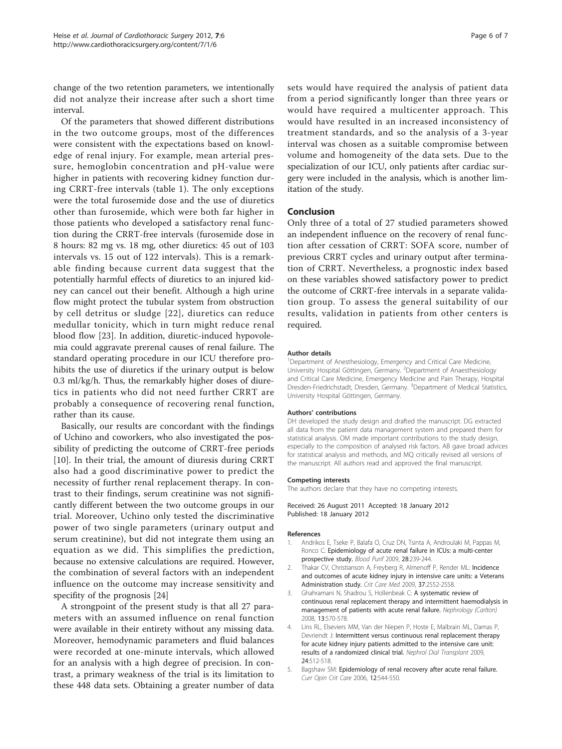change of the two retention parameters, we intentionally did not analyze their increase after such a short time interval.

Of the parameters that showed different distributions in the two outcome groups, most of the differences were consistent with the expectations based on knowledge of renal injury. For example, mean arterial pressure, hemoglobin concentration and pH-value were higher in patients with recovering kidney function during CRRT-free intervals (table 1). The only exceptions were the total furosemide dose and the use of diuretics other than furosemide, which were both far higher in those patients who developed a satisfactory renal function during the CRRT-free intervals (furosemide dose in 8 hours: 82 mg vs. 18 mg, other diuretics: 45 out of 103 intervals vs. 15 out of 122 intervals). This is a remarkable finding because current data suggest that the potentially harmful effects of diuretics to an injured kidney can cancel out their benefit. Although a high urine flow might protect the tubular system from obstruction by cell detritus or sludge [22], diuretics can reduce medullar tonicity, which in turn might reduce renal blood flow [23]. In addition, diuretic-induced hypovolemia could aggravate prerenal causes of renal failure. The standard operating procedure in our ICU therefore prohibits the use of diuretics if the urinary output is below 0.3 ml/kg/h. Thus, the remarkably higher doses of diuretics in patients who did not need further CRRT are probably a consequence of recovering renal function, rather than its cause.

Basically, our results are concordant with the findings of Uchino and coworkers, who also investigated the possibility of predicting the outcome of CRRT-free periods [10]. In their trial, the amount of diuresis during CRRT also had a good discriminative power to predict the necessity of further renal replacement therapy. In contrast to their findings, serum creatinine was not significantly different between the two outcome groups in our trial. Moreover, Uchino only tested the discriminative power of two single parameters (urinary output and serum creatinine), but did not integrate them using an equation as we did. This simplifies the prediction, because no extensive calculations are required. However, the combination of several factors with an independent influence on the outcome may increase sensitivity and specifity of the prognosis [24]

A strongpoint of the present study is that all 27 parameters with an assumed influence on renal function were available in their entirety without any missing data. Moreover, hemodynamic parameters and fluid balances were recorded at one-minute intervals, which allowed for an analysis with a high degree of precision. In contrast, a primary weakness of the trial is its limitation to these 448 data sets. Obtaining a greater number of data sets would have required the analysis of patient data from a period significantly longer than three years or would have required a multicenter approach. This would have resulted in an increased inconsistency of treatment standards, and so the analysis of a 3-year interval was chosen as a suitable compromise between volume and homogeneity of the data sets. Due to the specialization of our ICU, only patients after cardiac surgery were included in the analysis, which is another limitation of the study.

## Conclusion

Only three of a total of 27 studied parameters showed an independent influence on the recovery of renal function after cessation of CRRT: SOFA score, number of previous CRRT cycles and urinary output after termination of CRRT. Nevertheless, a prognostic index based on these variables showed satisfactory power to predict the outcome of CRRT-free intervals in a separate validation group. To assess the general suitability of our results, validation in patients from other centers is required.

#### Author details

[1]Department of Anesthesiology, Emergency and Critical Care Medicine, University Hospital Göttingen, Germany. [2]Department of Anaesthesiology and Critical Care Medicine, Emergency Medicine and Pain Therapy, Hospital Dresden-Friedrichstadt, Dresden, Germany. [3]Department of Medical Statistics, University Hospital Göttingen, Germany.

#### Authors' contributions

DH developed the study design and drafted the manuscript. DG extracted all data from the patient data management system and prepared them for statistical analysis. OM made important contributions to the study design, especially to the composition of analysed risk factors. AB gave broad advices for statistical analysis and methods, and MQ critically revised all versions of the manuscript. All authors read and approved the final manuscript.

#### Competing interests

The authors declare that they have no competing interests.

Received: 26 August 2011 Accepted: 18 January 2012
Published: 18 January 2012

#### References

1. Andrikos E, Tseke P, Balafa O, Cruz DN, Tsinta A, Androulaki M, Pappas M, Ronco C: **Epidemiology of acute renal failure in ICUs: a multi-center prospective study.** *Blood Purif* 2009, **28**:239-244.
2. Thakar CV, Christianson A, Freyberg R, Almenoff P, Render ML: **Incidence and outcomes of acute kidney injury in intensive care units: a Veterans Administration study.** *Crit Care Med* 2009, **37**:2552-2558.
3. Ghahramani N, Shadrou S, Hollenbeak C: **A systematic review of continuous renal replacement therapy and intermittent haemodialysis in management of patients with acute renal failure.** *Nephrology (Carlton)* 2008, **13**:570-578.
4. Lins RL, Elseviers MM, Van der Niepen P, Hoste E, Malbrain ML, Damas P, Devriendt J: **Intermittent versus continuous renal replacement therapy for acute kidney injury patients admitted to the intensive care unit: results of a randomized clinical trial.** *Nephrol Dial Transplant* 2009, **24**:512-518.
5. Bagshaw SM: **Epidemiology of renal recovery after acute renal failure.** *Curr Opin Crit Care* 2006, **12**:544-550.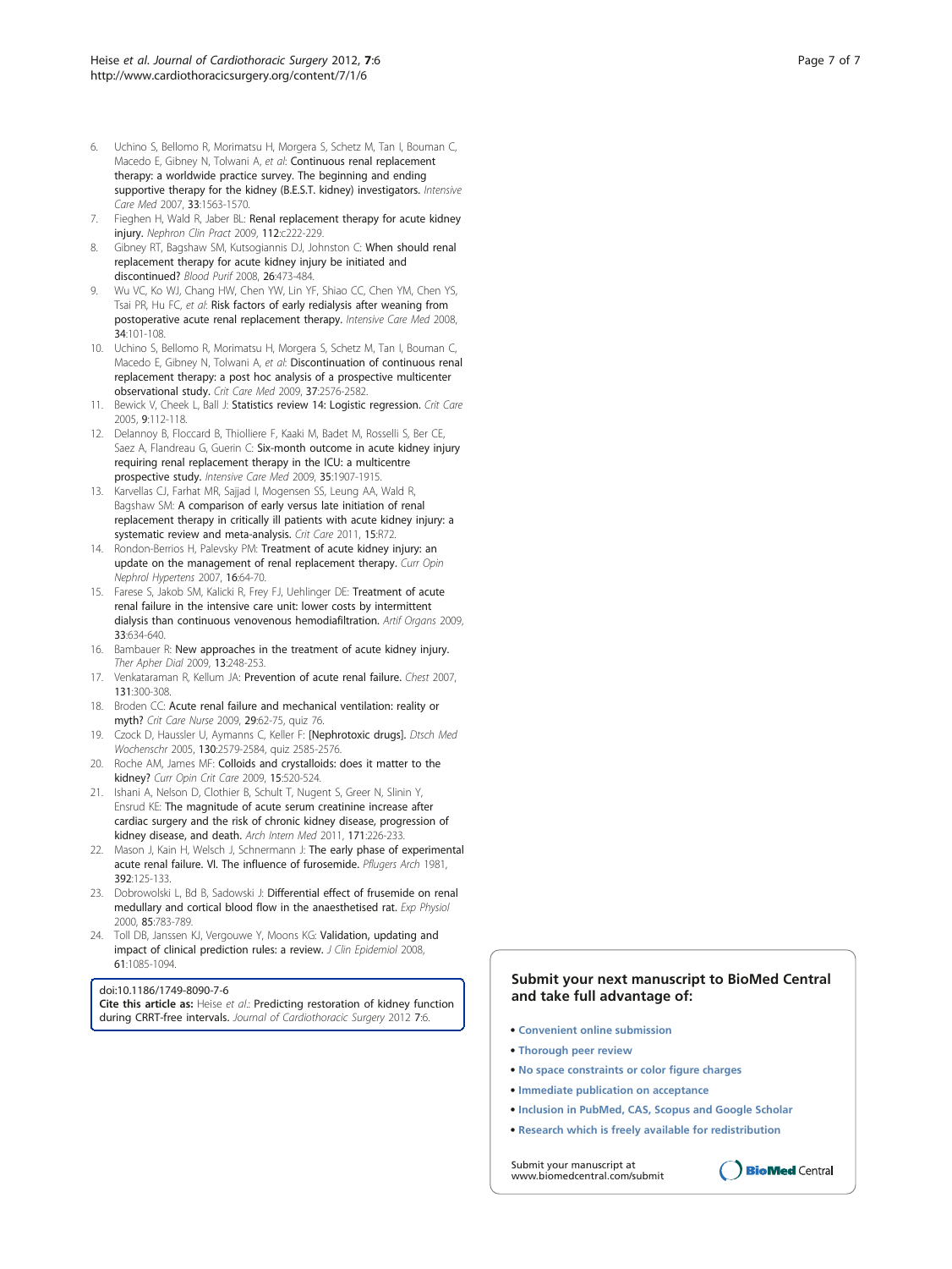6. Uchino S, Bellomo R, Morimatsu H, Morgera S, Schetz M, Tan I, Bouman C, Macedo E, Gibney N, Tolwani A, *et al*: **Continuous renal replacement therapy: a worldwide practice survey. The beginning and ending supportive therapy for the kidney (B.E.S.T. kidney) investigators.** *Intensive Care Med* 2007, **33**:1563-1570.
7. Fieghen H, Wald R, Jaber BL: **Renal replacement therapy for acute kidney injury.** *Nephron Clin Pract* 2009, **112**:c222-229.
8. Gibney RT, Bagshaw SM, Kutsogiannis DJ, Johnston C: **When should renal replacement therapy for acute kidney injury be initiated and discontinued?** *Blood Purif* 2008, **26**:473-484.
9. Wu VC, Ko WJ, Chang HW, Chen YW, Lin YF, Shiao CC, Chen YM, Chen YS, Tsai PR, Hu FC, *et al*: **Risk factors of early redialysis after weaning from postoperative acute renal replacement therapy.** *Intensive Care Med* 2008, **34**:101-108.
10. Uchino S, Bellomo R, Morimatsu H, Morgera S, Schetz M, Tan I, Bouman C, Macedo E, Gibney N, Tolwani A, *et al*: **Discontinuation of continuous renal replacement therapy: a post hoc analysis of a prospective multicenter observational study.** *Crit Care Med* 2009, **37**:2576-2582.
11. Bewick V, Cheek L, Ball J: **Statistics review 14: Logistic regression.** *Crit Care* 2005, **9**:112-118.
12. Delannoy B, Floccard B, Thiolliere F, Kaaki M, Badet M, Rosselli S, Ber CE, Saez A, Flandreau G, Guerin C: **Six-month outcome in acute kidney injury requiring renal replacement therapy in the ICU: a multicentre prospective study.** *Intensive Care Med* 2009, **35**:1907-1915.
13. Karvellas CJ, Farhat MR, Sajjad I, Mogensen SS, Leung AA, Wald R, Bagshaw SM: **A comparison of early versus late initiation of renal replacement therapy in critically ill patients with acute kidney injury: a systematic review and meta-analysis.** *Crit Care* 2011, **15**:R72.
14. Rondon-Berrios H, Palevsky PM: **Treatment of acute kidney injury: an update on the management of renal replacement therapy.** *Curr Opin Nephrol Hypertens* 2007, **16**:64-70.
15. Farese S, Jakob SM, Kalicki R, Frey FJ, Uehlinger DE: **Treatment of acute renal failure in the intensive care unit: lower costs by intermittent dialysis than continuous venovenous hemodiafiltration.** *Artif Organs* 2009, **33**:634-640.
16. Bambauer R: **New approaches in the treatment of acute kidney injury.** *Ther Apher Dial* 2009, **13**:248-253.
17. Venkataraman R, Kellum JA: **Prevention of acute renal failure.** *Chest* 2007, **131**:300-308.
18. Broden CC: **Acute renal failure and mechanical ventilation: reality or myth?** *Crit Care Nurse* 2009, **29**:62-75, quiz 76.
19. Czock D, Haussler U, Aymanns C, Keller F: **[Nephrotoxic drugs].** *Dtsch Med Wochenschr* 2005, **130**:2579-2584, quiz 2585-2576.
20. Roche AM, James MF: **Colloids and crystalloids: does it matter to the kidney?** *Curr Opin Crit Care* 2009, **15**:520-524.
21. Ishani A, Nelson D, Clothier B, Schult T, Nugent S, Greer N, Slinin Y, Ensrud KE: **The magnitude of acute serum creatinine increase after cardiac surgery and the risk of chronic kidney disease, progression of kidney disease, and death.** *Arch Intern Med* 2011, **171**:226-233.
22. Mason J, Kain H, Welsch J, Schnermann J: **The early phase of experimental acute renal failure. VI. The influence of furosemide.** *Pflugers Arch* 1981, **392**:125-133.
23. Dobrowolski L, Bd B, Sadowski J: **Differential effect of frusemide on renal medullary and cortical blood flow in the anaesthetised rat.** *Exp Physiol* 2000, **85**:783-789.
24. Toll DB, Janssen KJ, Vergouwe Y, Moons KG: **Validation, updating and impact of clinical prediction rules: a review.** *J Clin Epidemiol* 2008, **61**:1085-1094.

doi:10.1186/1749-8090-7-6

**Cite this article as:** Heise *et al.*: Predicting restoration of kidney function during CRRT-free intervals. *Journal of Cardiothoracic Surgery* 2012 **7**:6.

**Submit your next manuscript to BioMed Central and take full advantage of:**

- **Convenient online submission**
- **Thorough peer review**
- **No space constraints or color figure charges**
- **Immediate publication on acceptance**
- **Inclusion in PubMed, CAS, Scopus and Google Scholar**
- **Research which is freely available for redistribution**

Submit your manuscript at
www.biomedcentral.com/submit

BioMed Central